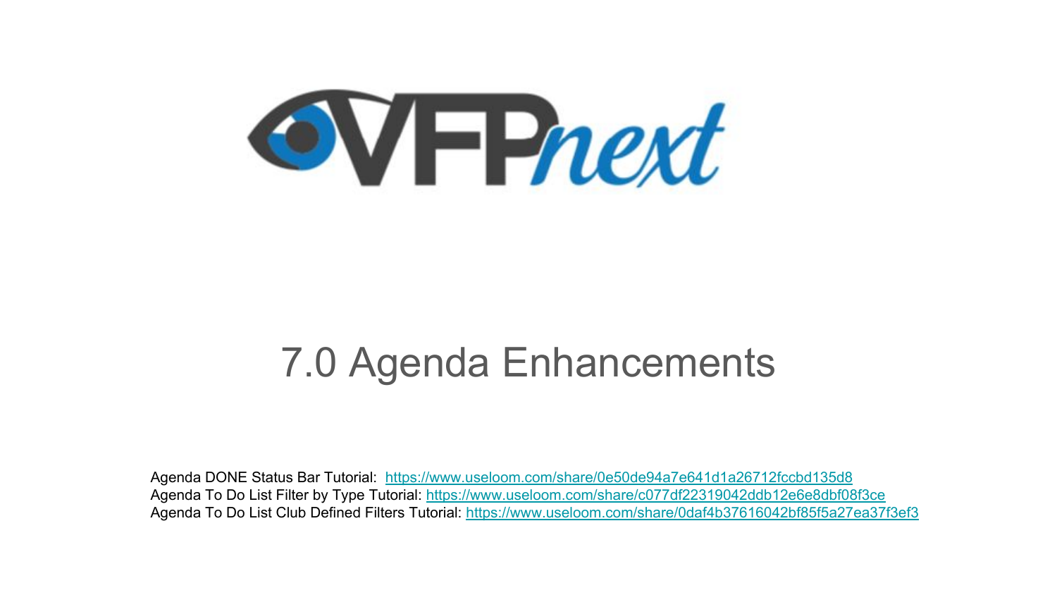VFPnext

# 7.0 Agenda Enhancements

Agenda DONE Status Bar Tutorial: https://www.useloom.com/share/0e50de94a7e641d1a26712fccbd135d8
Agenda To Do List Filter by Type Tutorial: https://www.useloom.com/share/c077df22319042ddb12e6e8dbf08f3ce
Agenda To Do List Club Defined Filters Tutorial: https://www.useloom.com/share/0daf4b37616042bf85f5a27ea37f3ef3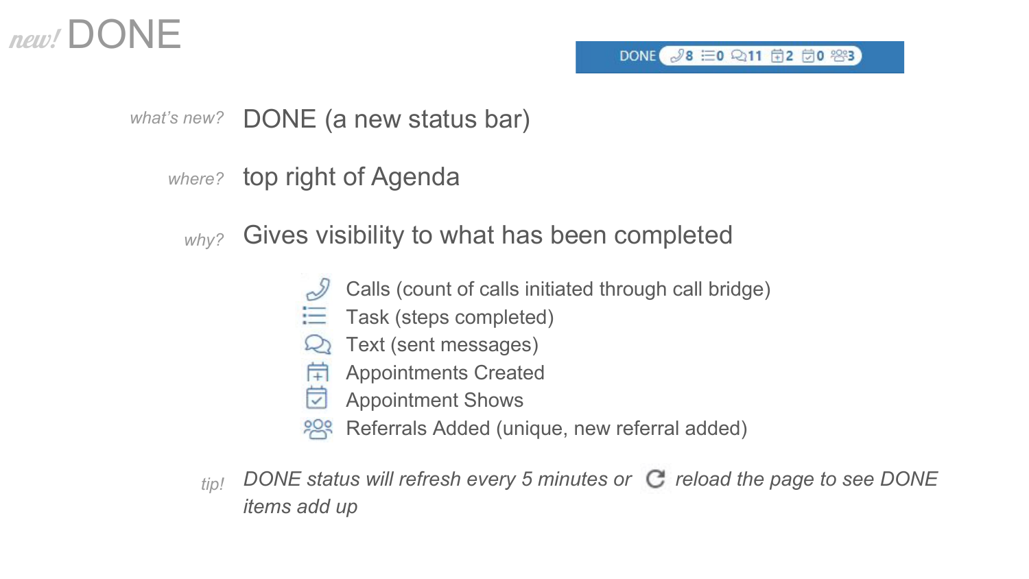# *new!* DONE

DONE 8 0 11 2 0 3

*what's new?* DONE (a new status bar)

*where?* top right of Agenda

*why?* Gives visibility to what has been completed

- Calls (count of calls initiated through call bridge)
- Task (steps completed)
- Text (sent messages)
- Appointments Created
- Appointment Shows
- Referrals Added (unique, new referral added)

*tip!* *DONE status will refresh every 5 minutes or reload the page to see DONE items add up*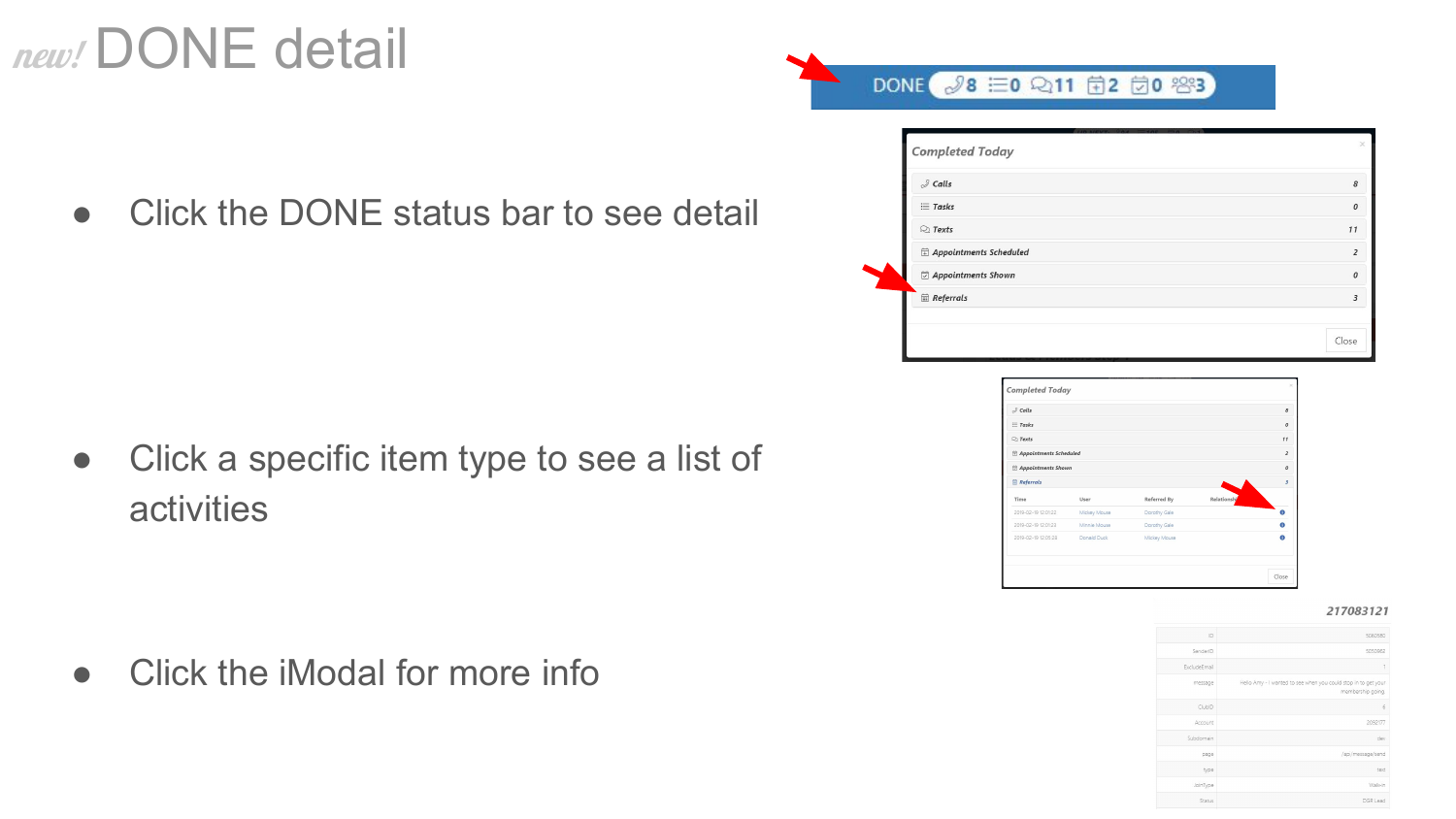# *new!* DONE detail

- Click the DONE status bar to see detail

- Click a specific item type to see a list of activities

- Click the iModal for more info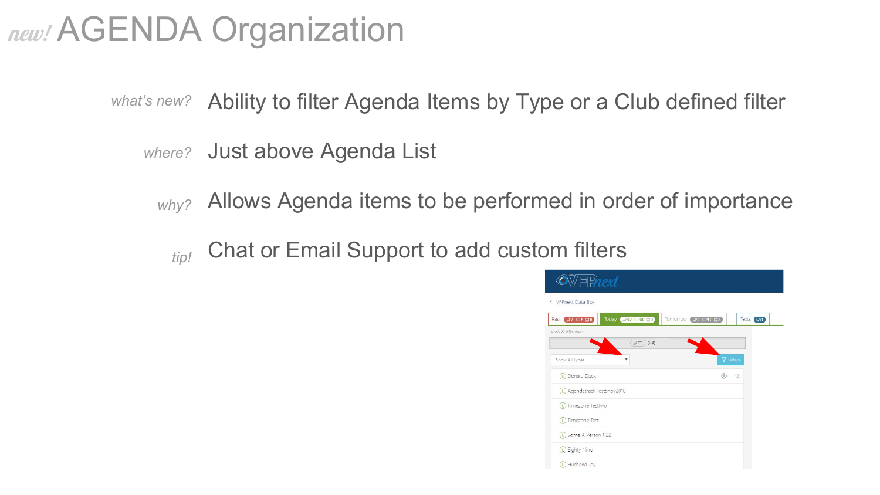# *new!* AGENDA Organization

*what's new?* Ability to filter Agenda Items by Type or a Club defined filter

*where?* Just above Agenda List

*why?* Allows Agenda items to be performed in order of importance

*tip!* Chat or Email Support to add custom filters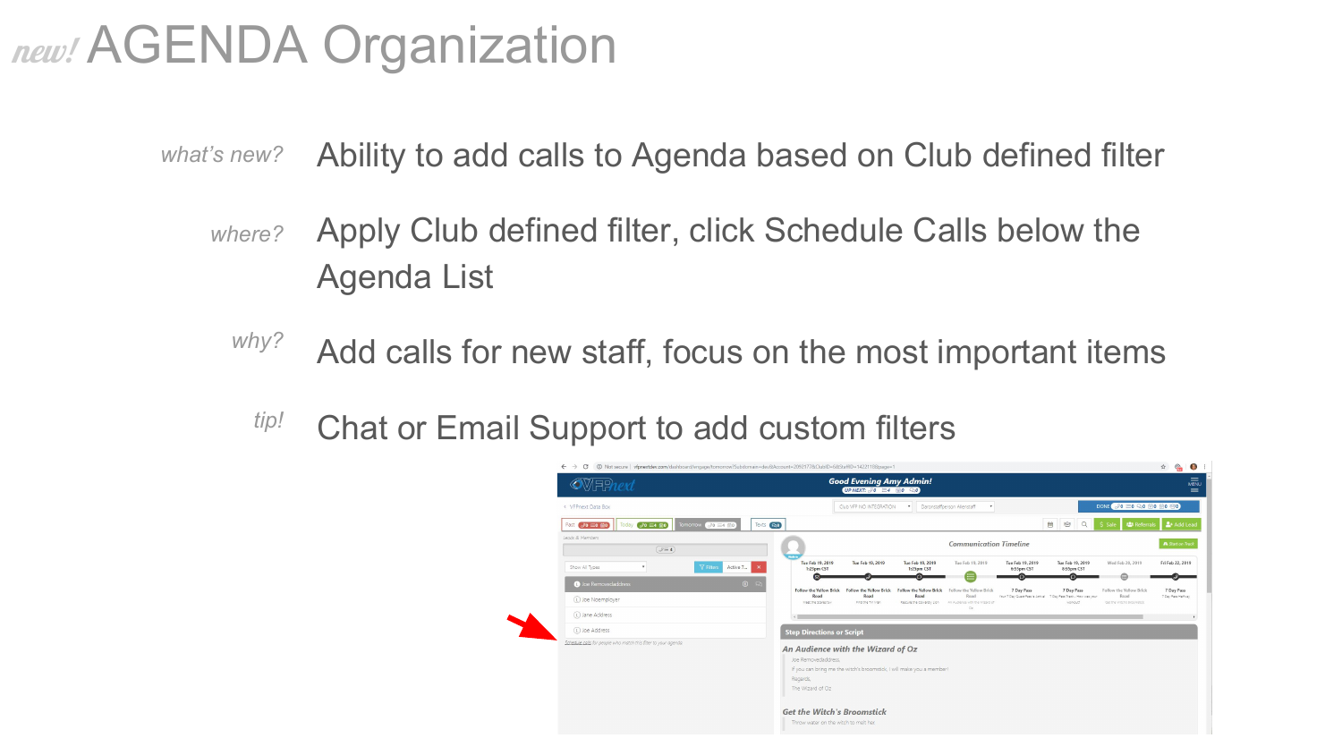# *new!* AGENDA Organization

*what's new?* Ability to add calls to Agenda based on Club defined filter

*where?* Apply Club defined filter, click Schedule Calls below the Agenda List

*why?* Add calls for new staff, focus on the most important items

*tip!* Chat or Email Support to add custom filters